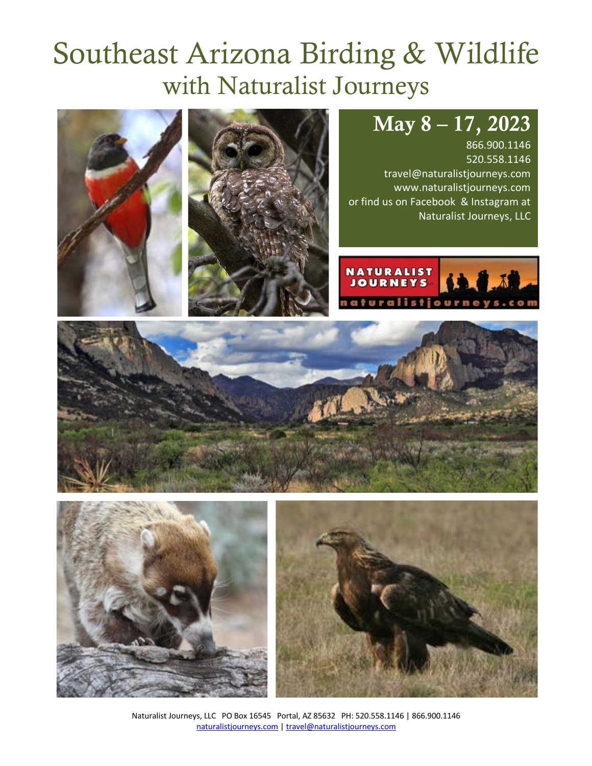# Southeast Arizona Birding & Wildlife
## with Naturalist Journeys

## May 8 – 17, 2023

866.900.1146
520.558.1146
travel@naturalistjourneys.com
www.naturalistjourneys.com
or find us on Facebook & Instagram at
Naturalist Journeys, LLC

Naturalist Journeys, LLC PO Box 16545 Portal, AZ 85632 PH: 520.558.1146 | 866.900.1146
naturalistjourneys.com | travel@naturalistjourneys.com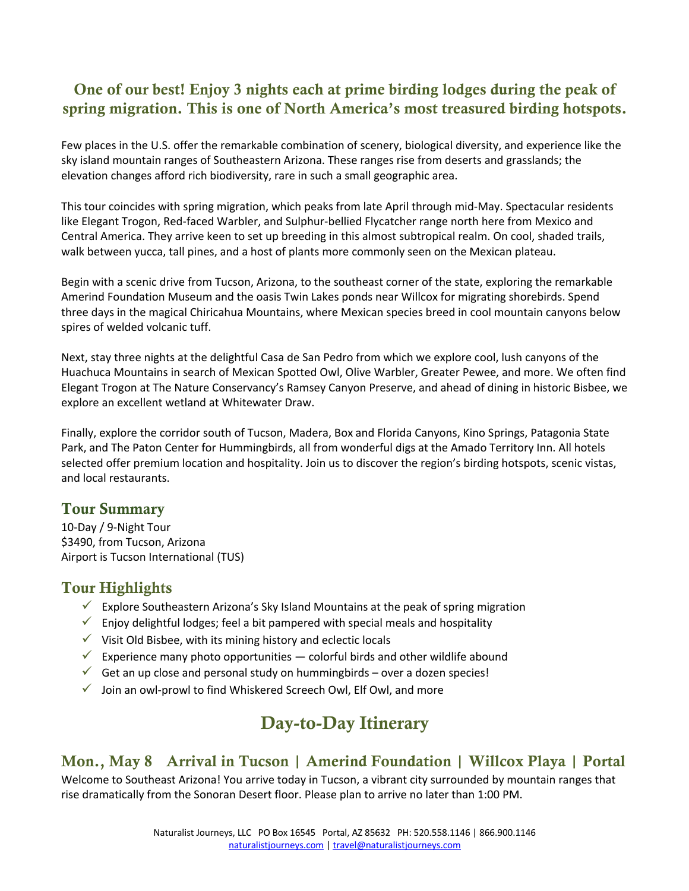## One of our best! Enjoy 3 nights each at prime birding lodges during the peak of spring migration. This is one of North America's most treasured birding hotspots.

Few places in the U.S. offer the remarkable combination of scenery, biological diversity, and experience like the sky island mountain ranges of Southeastern Arizona. These ranges rise from deserts and grasslands; the elevation changes afford rich biodiversity, rare in such a small geographic area.

This tour coincides with spring migration, which peaks from late April through mid-May. Spectacular residents like Elegant Trogon, Red-faced Warbler, and Sulphur-bellied Flycatcher range north here from Mexico and Central America. They arrive keen to set up breeding in this almost subtropical realm. On cool, shaded trails, walk between yucca, tall pines, and a host of plants more commonly seen on the Mexican plateau.

Begin with a scenic drive from Tucson, Arizona, to the southeast corner of the state, exploring the remarkable Amerind Foundation Museum and the oasis Twin Lakes ponds near Willcox for migrating shorebirds. Spend three days in the magical Chiricahua Mountains, where Mexican species breed in cool mountain canyons below spires of welded volcanic tuff.

Next, stay three nights at the delightful Casa de San Pedro from which we explore cool, lush canyons of the Huachuca Mountains in search of Mexican Spotted Owl, Olive Warbler, Greater Pewee, and more. We often find Elegant Trogon at The Nature Conservancy's Ramsey Canyon Preserve, and ahead of dining in historic Bisbee, we explore an excellent wetland at Whitewater Draw.

Finally, explore the corridor south of Tucson, Madera, Box and Florida Canyons, Kino Springs, Patagonia State Park, and The Paton Center for Hummingbirds, all from wonderful digs at the Amado Territory Inn. All hotels selected offer premium location and hospitality. Join us to discover the region's birding hotspots, scenic vistas, and local restaurants.

## Tour Summary

10-Day / 9-Night Tour
$3490, from Tucson, Arizona
Airport is Tucson International (TUS)

## Tour Highlights

- ✓ Explore Southeastern Arizona's Sky Island Mountains at the peak of spring migration
- ✓ Enjoy delightful lodges; feel a bit pampered with special meals and hospitality
- ✓ Visit Old Bisbee, with its mining history and eclectic locals
- ✓ Experience many photo opportunities — colorful birds and other wildlife abound
- ✓ Get an up close and personal study on hummingbirds – over a dozen species!
- ✓ Join an owl-prowl to find Whiskered Screech Owl, Elf Owl, and more

# Day-to-Day Itinerary

## Mon., May 8 Arrival in Tucson | Amerind Foundation | Willcox Playa | Portal

Welcome to Southeast Arizona! You arrive today in Tucson, a vibrant city surrounded by mountain ranges that rise dramatically from the Sonoran Desert floor. Please plan to arrive no later than 1:00 PM.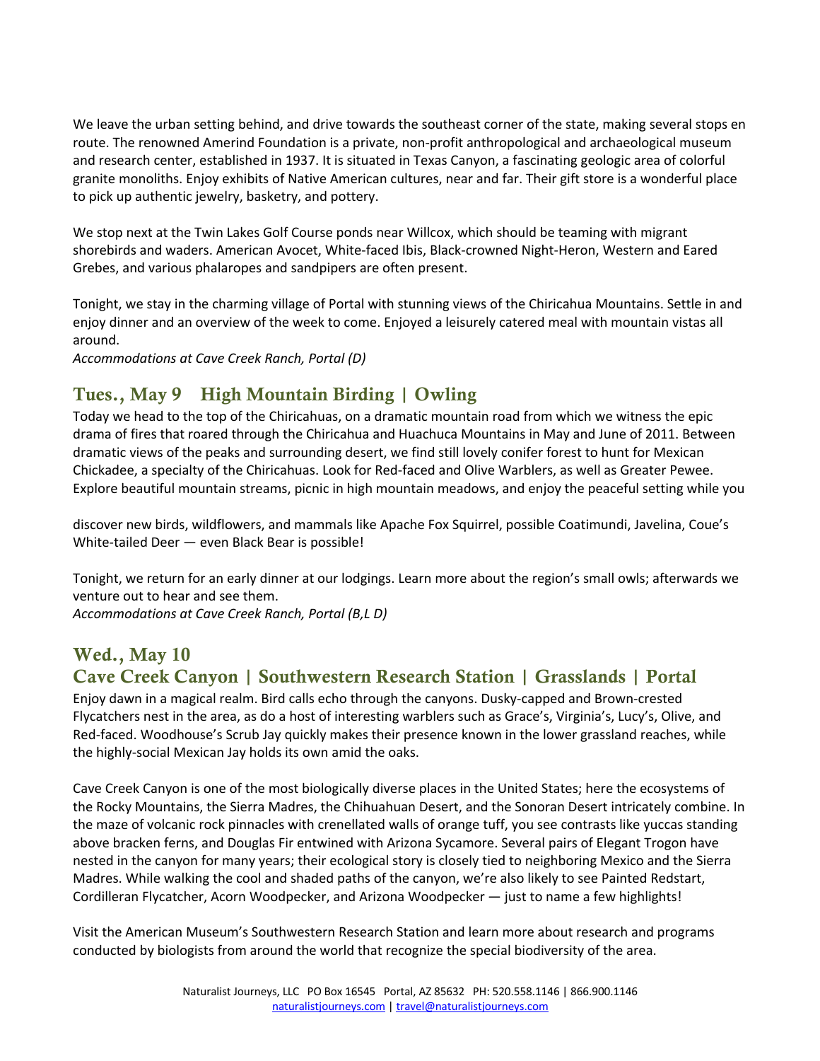We leave the urban setting behind, and drive towards the southeast corner of the state, making several stops en route. The renowned Amerind Foundation is a private, non-profit anthropological and archaeological museum and research center, established in 1937. It is situated in Texas Canyon, a fascinating geologic area of colorful granite monoliths. Enjoy exhibits of Native American cultures, near and far. Their gift store is a wonderful place to pick up authentic jewelry, basketry, and pottery.

We stop next at the Twin Lakes Golf Course ponds near Willcox, which should be teaming with migrant shorebirds and waders. American Avocet, White-faced Ibis, Black-crowned Night-Heron, Western and Eared Grebes, and various phalaropes and sandpipers are often present.

Tonight, we stay in the charming village of Portal with stunning views of the Chiricahua Mountains. Settle in and enjoy dinner and an overview of the week to come. Enjoyed a leisurely catered meal with mountain vistas all around.
*Accommodations at Cave Creek Ranch, Portal (D)*

## Tues., May 9 High Mountain Birding | Owling

Today we head to the top of the Chiricahuas, on a dramatic mountain road from which we witness the epic drama of fires that roared through the Chiricahua and Huachuca Mountains in May and June of 2011. Between dramatic views of the peaks and surrounding desert, we find still lovely conifer forest to hunt for Mexican Chickadee, a specialty of the Chiricahuas. Look for Red-faced and Olive Warblers, as well as Greater Pewee. Explore beautiful mountain streams, picnic in high mountain meadows, and enjoy the peaceful setting while you discover new birds, wildflowers, and mammals like Apache Fox Squirrel, possible Coatimundi, Javelina, Coue's White-tailed Deer — even Black Bear is possible!

Tonight, we return for an early dinner at our lodgings. Learn more about the region's small owls; afterwards we venture out to hear and see them.
*Accommodations at Cave Creek Ranch, Portal (B,L D)*

## Wed., May 10
## Cave Creek Canyon | Southwestern Research Station | Grasslands | Portal

Enjoy dawn in a magical realm. Bird calls echo through the canyons. Dusky-capped and Brown-crested Flycatchers nest in the area, as do a host of interesting warblers such as Grace's, Virginia's, Lucy's, Olive, and Red-faced. Woodhouse's Scrub Jay quickly makes their presence known in the lower grassland reaches, while the highly-social Mexican Jay holds its own amid the oaks.

Cave Creek Canyon is one of the most biologically diverse places in the United States; here the ecosystems of the Rocky Mountains, the Sierra Madres, the Chihuahuan Desert, and the Sonoran Desert intricately combine. In the maze of volcanic rock pinnacles with crenellated walls of orange tuff, you see contrasts like yuccas standing above bracken ferns, and Douglas Fir entwined with Arizona Sycamore. Several pairs of Elegant Trogon have nested in the canyon for many years; their ecological story is closely tied to neighboring Mexico and the Sierra Madres. While walking the cool and shaded paths of the canyon, we're also likely to see Painted Redstart, Cordilleran Flycatcher, Acorn Woodpecker, and Arizona Woodpecker — just to name a few highlights!

Visit the American Museum's Southwestern Research Station and learn more about research and programs conducted by biologists from around the world that recognize the special biodiversity of the area.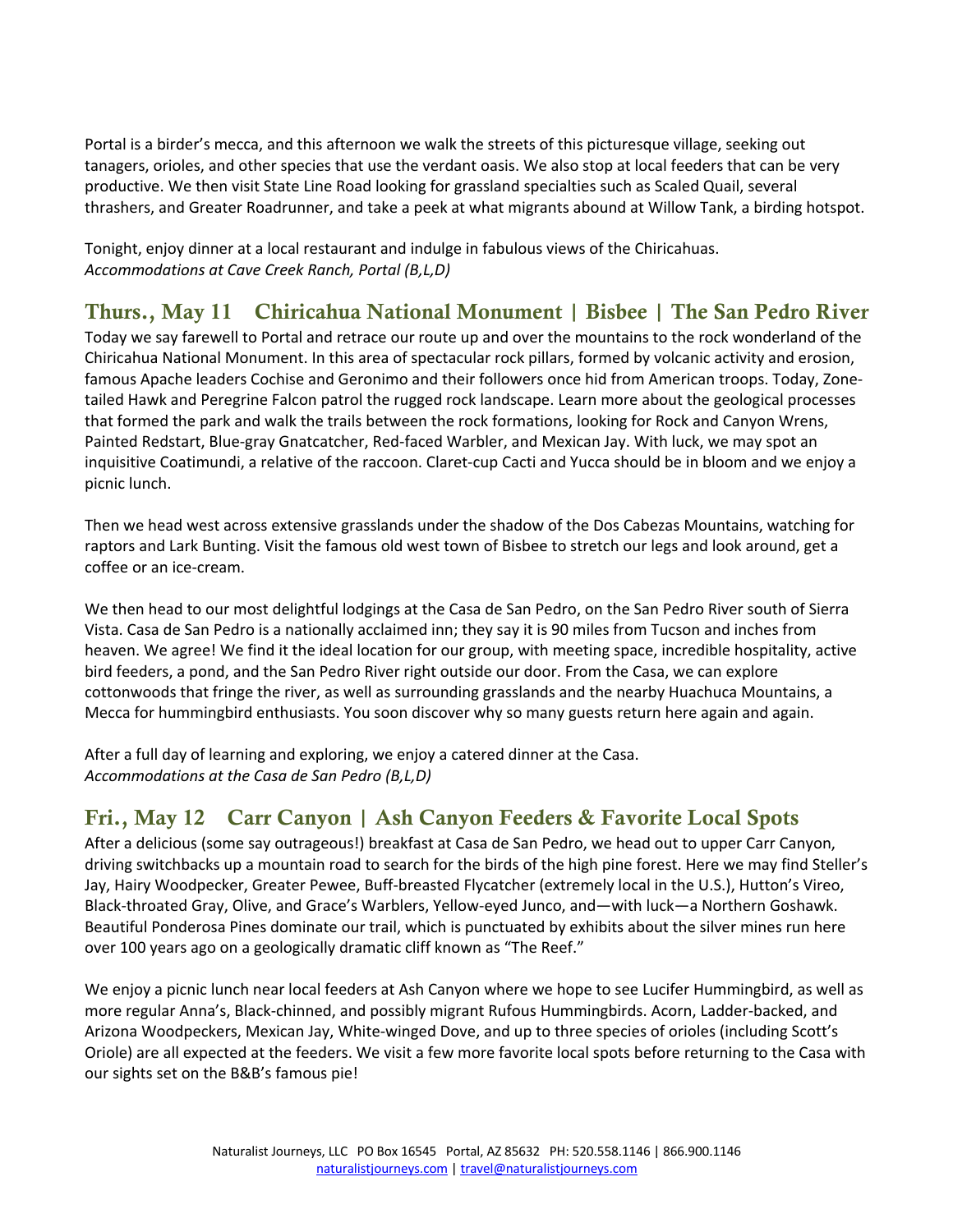Portal is a birder's mecca, and this afternoon we walk the streets of this picturesque village, seeking out tanagers, orioles, and other species that use the verdant oasis. We also stop at local feeders that can be very productive. We then visit State Line Road looking for grassland specialties such as Scaled Quail, several thrashers, and Greater Roadrunner, and take a peek at what migrants abound at Willow Tank, a birding hotspot.

Tonight, enjoy dinner at a local restaurant and indulge in fabulous views of the Chiricahuas.
*Accommodations at Cave Creek Ranch, Portal (B,L,D)*

## Thurs., May 11 Chiricahua National Monument | Bisbee | The San Pedro River

Today we say farewell to Portal and retrace our route up and over the mountains to the rock wonderland of the Chiricahua National Monument. In this area of spectacular rock pillars, formed by volcanic activity and erosion, famous Apache leaders Cochise and Geronimo and their followers once hid from American troops. Today, Zone-tailed Hawk and Peregrine Falcon patrol the rugged rock landscape. Learn more about the geological processes that formed the park and walk the trails between the rock formations, looking for Rock and Canyon Wrens, Painted Redstart, Blue-gray Gnatcatcher, Red-faced Warbler, and Mexican Jay. With luck, we may spot an inquisitive Coatimundi, a relative of the raccoon. Claret-cup Cacti and Yucca should be in bloom and we enjoy a picnic lunch.

Then we head west across extensive grasslands under the shadow of the Dos Cabezas Mountains, watching for raptors and Lark Bunting. Visit the famous old west town of Bisbee to stretch our legs and look around, get a coffee or an ice-cream.

We then head to our most delightful lodgings at the Casa de San Pedro, on the San Pedro River south of Sierra Vista. Casa de San Pedro is a nationally acclaimed inn; they say it is 90 miles from Tucson and inches from heaven. We agree! We find it the ideal location for our group, with meeting space, incredible hospitality, active bird feeders, a pond, and the San Pedro River right outside our door. From the Casa, we can explore cottonwoods that fringe the river, as well as surrounding grasslands and the nearby Huachuca Mountains, a Mecca for hummingbird enthusiasts. You soon discover why so many guests return here again and again.

After a full day of learning and exploring, we enjoy a catered dinner at the Casa.
*Accommodations at the Casa de San Pedro (B,L,D)*

## Fri., May 12 Carr Canyon | Ash Canyon Feeders & Favorite Local Spots

After a delicious (some say outrageous!) breakfast at Casa de San Pedro, we head out to upper Carr Canyon, driving switchbacks up a mountain road to search for the birds of the high pine forest. Here we may find Steller's Jay, Hairy Woodpecker, Greater Pewee, Buff-breasted Flycatcher (extremely local in the U.S.), Hutton's Vireo, Black-throated Gray, Olive, and Grace's Warblers, Yellow-eyed Junco, and—with luck—a Northern Goshawk. Beautiful Ponderosa Pines dominate our trail, which is punctuated by exhibits about the silver mines run here over 100 years ago on a geologically dramatic cliff known as "The Reef."

We enjoy a picnic lunch near local feeders at Ash Canyon where we hope to see Lucifer Hummingbird, as well as more regular Anna's, Black-chinned, and possibly migrant Rufous Hummingbirds. Acorn, Ladder-backed, and Arizona Woodpeckers, Mexican Jay, White-winged Dove, and up to three species of orioles (including Scott's Oriole) are all expected at the feeders. We visit a few more favorite local spots before returning to the Casa with our sights set on the B&B's famous pie!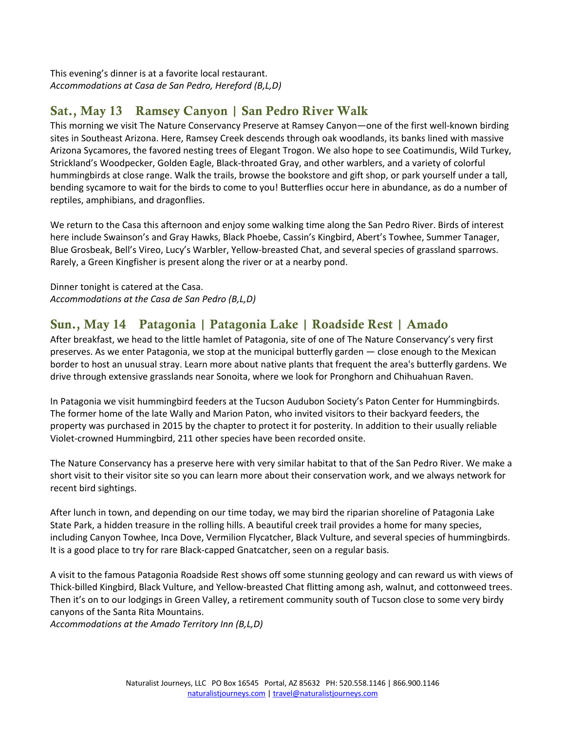This evening's dinner is at a favorite local restaurant.
*Accommodations at Casa de San Pedro, Hereford (B,L,D)*

## Sat., May 13  Ramsey Canyon | San Pedro River Walk

This morning we visit The Nature Conservancy Preserve at Ramsey Canyon—one of the first well-known birding sites in Southeast Arizona. Here, Ramsey Creek descends through oak woodlands, its banks lined with massive Arizona Sycamores, the favored nesting trees of Elegant Trogon. We also hope to see Coatimundis, Wild Turkey, Strickland's Woodpecker, Golden Eagle, Black-throated Gray, and other warblers, and a variety of colorful hummingbirds at close range. Walk the trails, browse the bookstore and gift shop, or park yourself under a tall, bending sycamore to wait for the birds to come to you! Butterflies occur here in abundance, as do a number of reptiles, amphibians, and dragonflies.

We return to the Casa this afternoon and enjoy some walking time along the San Pedro River. Birds of interest here include Swainson's and Gray Hawks, Black Phoebe, Cassin's Kingbird, Abert's Towhee, Summer Tanager, Blue Grosbeak, Bell's Vireo, Lucy's Warbler, Yellow-breasted Chat, and several species of grassland sparrows. Rarely, a Green Kingfisher is present along the river or at a nearby pond.

Dinner tonight is catered at the Casa.
*Accommodations at the Casa de San Pedro (B,L,D)*

## Sun., May 14  Patagonia | Patagonia Lake | Roadside Rest | Amado

After breakfast, we head to the little hamlet of Patagonia, site of one of The Nature Conservancy's very first preserves. As we enter Patagonia, we stop at the municipal butterfly garden — close enough to the Mexican border to host an unusual stray. Learn more about native plants that frequent the area's butterfly gardens. We drive through extensive grasslands near Sonoita, where we look for Pronghorn and Chihuahuan Raven.

In Patagonia we visit hummingbird feeders at the Tucson Audubon Society's Paton Center for Hummingbirds. The former home of the late Wally and Marion Paton, who invited visitors to their backyard feeders, the property was purchased in 2015 by the chapter to protect it for posterity. In addition to their usually reliable Violet-crowned Hummingbird, 211 other species have been recorded onsite.

The Nature Conservancy has a preserve here with very similar habitat to that of the San Pedro River. We make a short visit to their visitor site so you can learn more about their conservation work, and we always network for recent bird sightings.

After lunch in town, and depending on our time today, we may bird the riparian shoreline of Patagonia Lake State Park, a hidden treasure in the rolling hills. A beautiful creek trail provides a home for many species, including Canyon Towhee, Inca Dove, Vermilion Flycatcher, Black Vulture, and several species of hummingbirds. It is a good place to try for rare Black-capped Gnatcatcher, seen on a regular basis.

A visit to the famous Patagonia Roadside Rest shows off some stunning geology and can reward us with views of Thick-billed Kingbird, Black Vulture, and Yellow-breasted Chat flitting among ash, walnut, and cottonweed trees. Then it's on to our lodgings in Green Valley, a retirement community south of Tucson close to some very birdy canyons of the Santa Rita Mountains.
*Accommodations at the Amado Territory Inn (B,L,D)*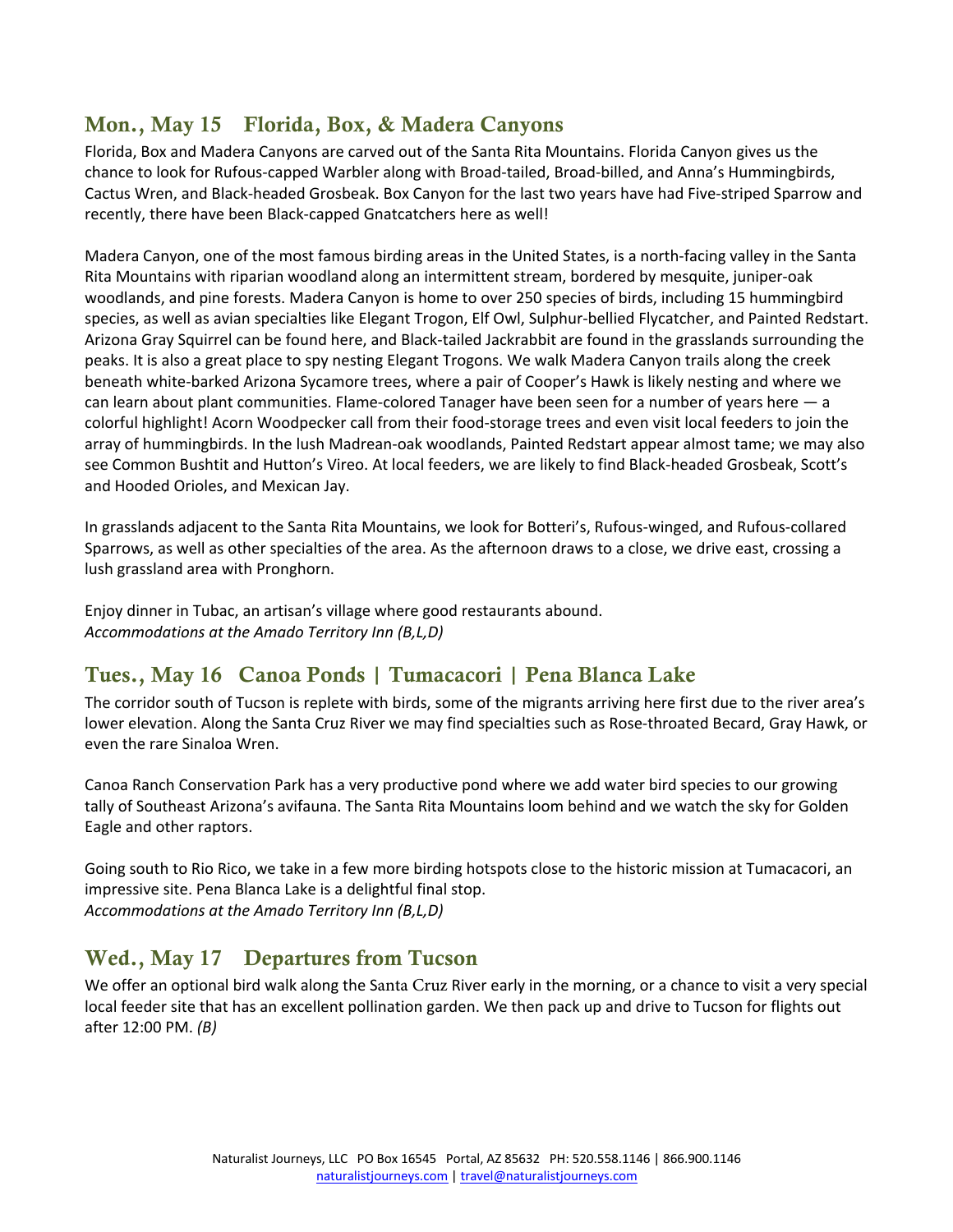## Mon., May 15 Florida, Box, & Madera Canyons

Florida, Box and Madera Canyons are carved out of the Santa Rita Mountains. Florida Canyon gives us the chance to look for Rufous-capped Warbler along with Broad-tailed, Broad-billed, and Anna's Hummingbirds, Cactus Wren, and Black-headed Grosbeak. Box Canyon for the last two years have had Five-striped Sparrow and recently, there have been Black-capped Gnatcatchers here as well!

Madera Canyon, one of the most famous birding areas in the United States, is a north-facing valley in the Santa Rita Mountains with riparian woodland along an intermittent stream, bordered by mesquite, juniper-oak woodlands, and pine forests. Madera Canyon is home to over 250 species of birds, including 15 hummingbird species, as well as avian specialties like Elegant Trogon, Elf Owl, Sulphur-bellied Flycatcher, and Painted Redstart. Arizona Gray Squirrel can be found here, and Black-tailed Jackrabbit are found in the grasslands surrounding the peaks. It is also a great place to spy nesting Elegant Trogons. We walk Madera Canyon trails along the creek beneath white-barked Arizona Sycamore trees, where a pair of Cooper's Hawk is likely nesting and where we can learn about plant communities. Flame-colored Tanager have been seen for a number of years here — a colorful highlight! Acorn Woodpecker call from their food-storage trees and even visit local feeders to join the array of hummingbirds. In the lush Madrean-oak woodlands, Painted Redstart appear almost tame; we may also see Common Bushtit and Hutton's Vireo. At local feeders, we are likely to find Black-headed Grosbeak, Scott's and Hooded Orioles, and Mexican Jay.

In grasslands adjacent to the Santa Rita Mountains, we look for Botteri's, Rufous-winged, and Rufous-collared Sparrows, as well as other specialties of the area. As the afternoon draws to a close, we drive east, crossing a lush grassland area with Pronghorn.

Enjoy dinner in Tubac, an artisan's village where good restaurants abound.
*Accommodations at the Amado Territory Inn (B,L,D)*

## Tues., May 16 Canoa Ponds | Tumacacori | Pena Blanca Lake

The corridor south of Tucson is replete with birds, some of the migrants arriving here first due to the river area's lower elevation. Along the Santa Cruz River we may find specialties such as Rose-throated Becard, Gray Hawk, or even the rare Sinaloa Wren.

Canoa Ranch Conservation Park has a very productive pond where we add water bird species to our growing tally of Southeast Arizona's avifauna. The Santa Rita Mountains loom behind and we watch the sky for Golden Eagle and other raptors.

Going south to Rio Rico, we take in a few more birding hotspots close to the historic mission at Tumacacori, an impressive site. Pena Blanca Lake is a delightful final stop.
*Accommodations at the Amado Territory Inn (B,L,D)*

## Wed., May 17 Departures from Tucson

We offer an optional bird walk along the Santa Cruz River early in the morning, or a chance to visit a very special local feeder site that has an excellent pollination garden. We then pack up and drive to Tucson for flights out after 12:00 PM. *(B)*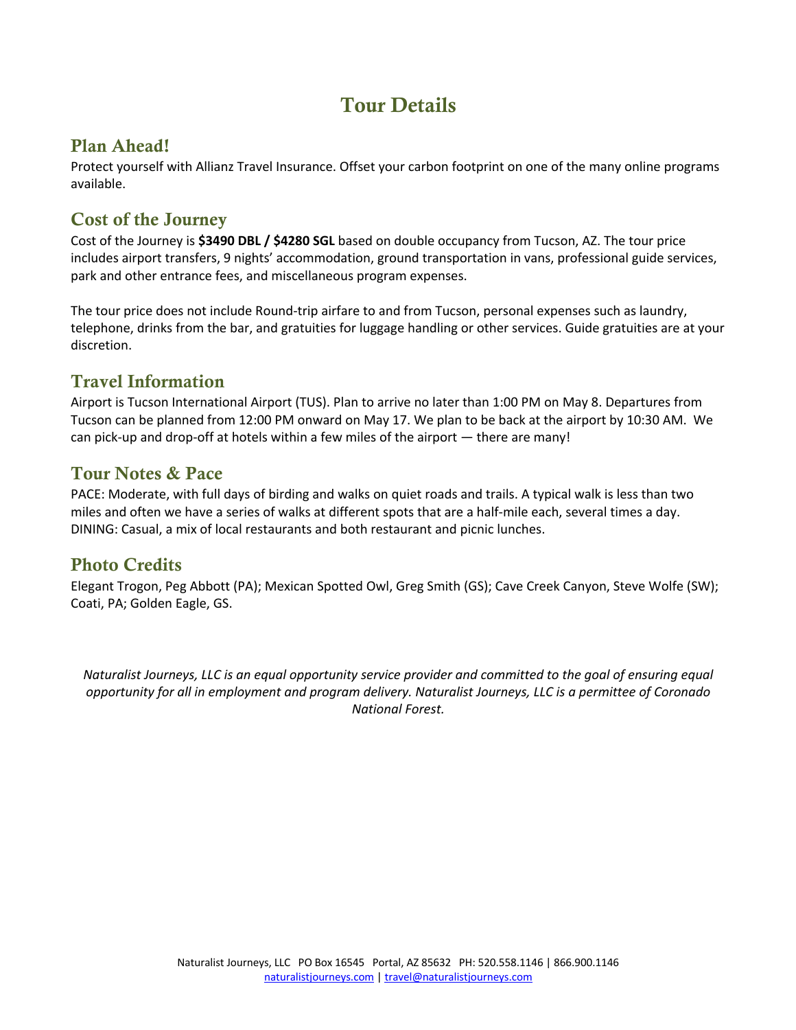# Tour Details

## Plan Ahead!

Protect yourself with Allianz Travel Insurance. Offset your carbon footprint on one of the many online programs available.

## Cost of the Journey

Cost of the Journey is **$3490 DBL / $4280 SGL** based on double occupancy from Tucson, AZ. The tour price includes airport transfers, 9 nights' accommodation, ground transportation in vans, professional guide services, park and other entrance fees, and miscellaneous program expenses.

The tour price does not include Round-trip airfare to and from Tucson, personal expenses such as laundry, telephone, drinks from the bar, and gratuities for luggage handling or other services. Guide gratuities are at your discretion.

## Travel Information

Airport is Tucson International Airport (TUS). Plan to arrive no later than 1:00 PM on May 8. Departures from Tucson can be planned from 12:00 PM onward on May 17. We plan to be back at the airport by 10:30 AM. We can pick-up and drop-off at hotels within a few miles of the airport — there are many!

## Tour Notes & Pace

PACE: Moderate, with full days of birding and walks on quiet roads and trails. A typical walk is less than two miles and often we have a series of walks at different spots that are a half-mile each, several times a day.
DINING: Casual, a mix of local restaurants and both restaurant and picnic lunches.

## Photo Credits

Elegant Trogon, Peg Abbott (PA); Mexican Spotted Owl, Greg Smith (GS); Cave Creek Canyon, Steve Wolfe (SW); Coati, PA; Golden Eagle, GS.

*Naturalist Journeys, LLC is an equal opportunity service provider and committed to the goal of ensuring equal opportunity for all in employment and program delivery. Naturalist Journeys, LLC is a permittee of Coronado National Forest.*

Naturalist Journeys, LLC PO Box 16545 Portal, AZ 85632 PH: 520.558.1146 | 866.900.1146
naturalistjourneys.com | travel@naturalistjourneys.com